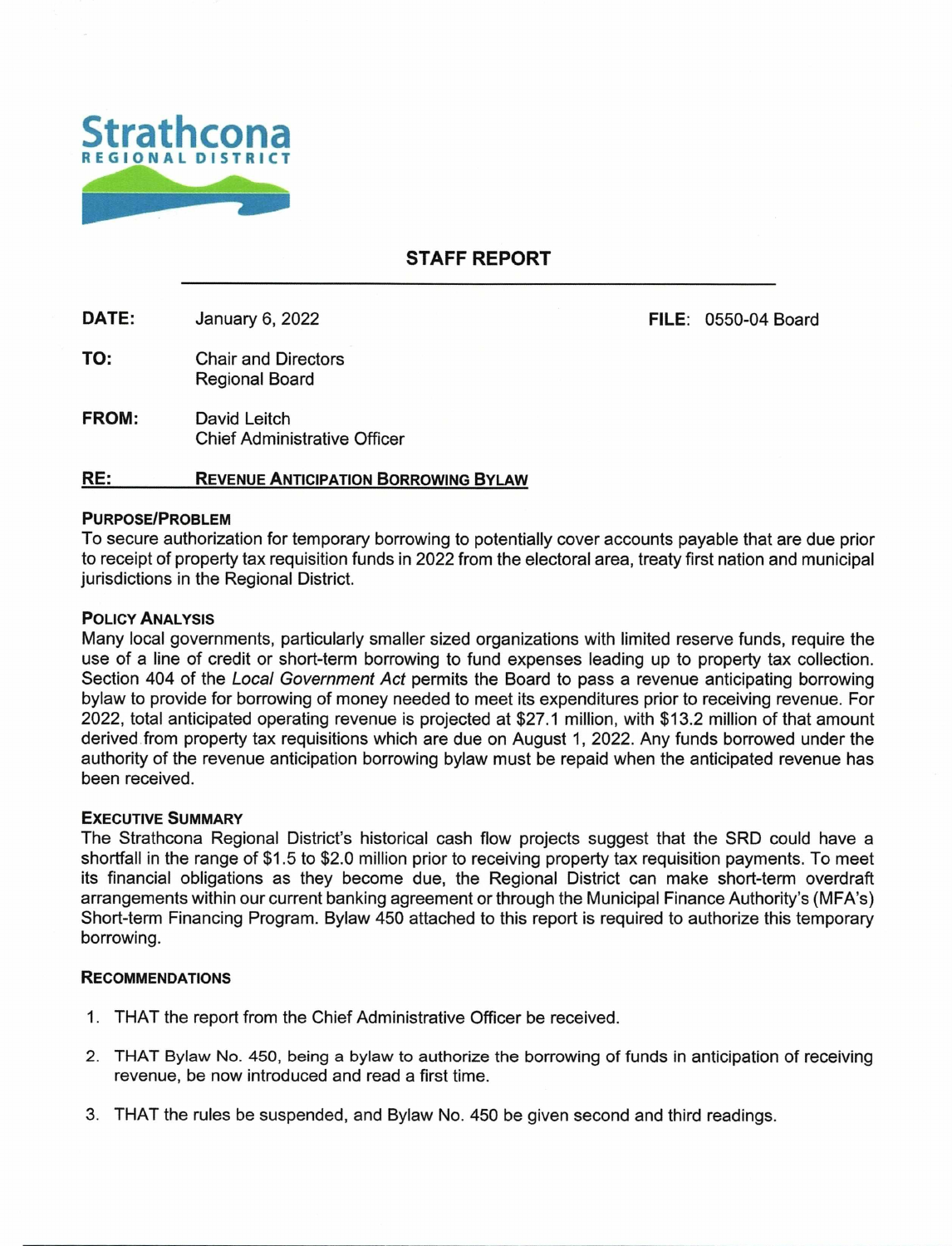Strathcona
REGIONAL DISTRICT

# STAFF REPORT

**DATE:** January 6, 2022 **FILE:** 0550-04 Board

**TO:** Chair and Directors
Regional Board

**FROM:** David Leitch
Chief Administrative Officer

**RE:** **REVENUE ANTICIPATION BORROWING BYLAW**

## PURPOSE/PROBLEM

To secure authorization for temporary borrowing to potentially cover accounts payable that are due prior to receipt of property tax requisition funds in 2022 from the electoral area, treaty first nation and municipal jurisdictions in the Regional District.

## POLICY ANALYSIS

Many local governments, particularly smaller sized organizations with limited reserve funds, require the use of a line of credit or short-term borrowing to fund expenses leading up to property tax collection. Section 404 of the *Local Government Act* permits the Board to pass a revenue anticipating borrowing bylaw to provide for borrowing of money needed to meet its expenditures prior to receiving revenue. For 2022, total anticipated operating revenue is projected at $27.1 million, with $13.2 million of that amount derived from property tax requisitions which are due on August 1, 2022. Any funds borrowed under the authority of the revenue anticipation borrowing bylaw must be repaid when the anticipated revenue has been received.

## EXECUTIVE SUMMARY

The Strathcona Regional District's historical cash flow projects suggest that the SRD could have a shortfall in the range of $1.5 to $2.0 million prior to receiving property tax requisition payments. To meet its financial obligations as they become due, the Regional District can make short-term overdraft arrangements within our current banking agreement or through the Municipal Finance Authority's (MFA's) Short-term Financing Program. Bylaw 450 attached to this report is required to authorize this temporary borrowing.

## RECOMMENDATIONS

1. THAT the report from the Chief Administrative Officer be received.
2. THAT Bylaw No. 450, being a bylaw to authorize the borrowing of funds in anticipation of receiving revenue, be now introduced and read a first time.
3. THAT the rules be suspended, and Bylaw No. 450 be given second and third readings.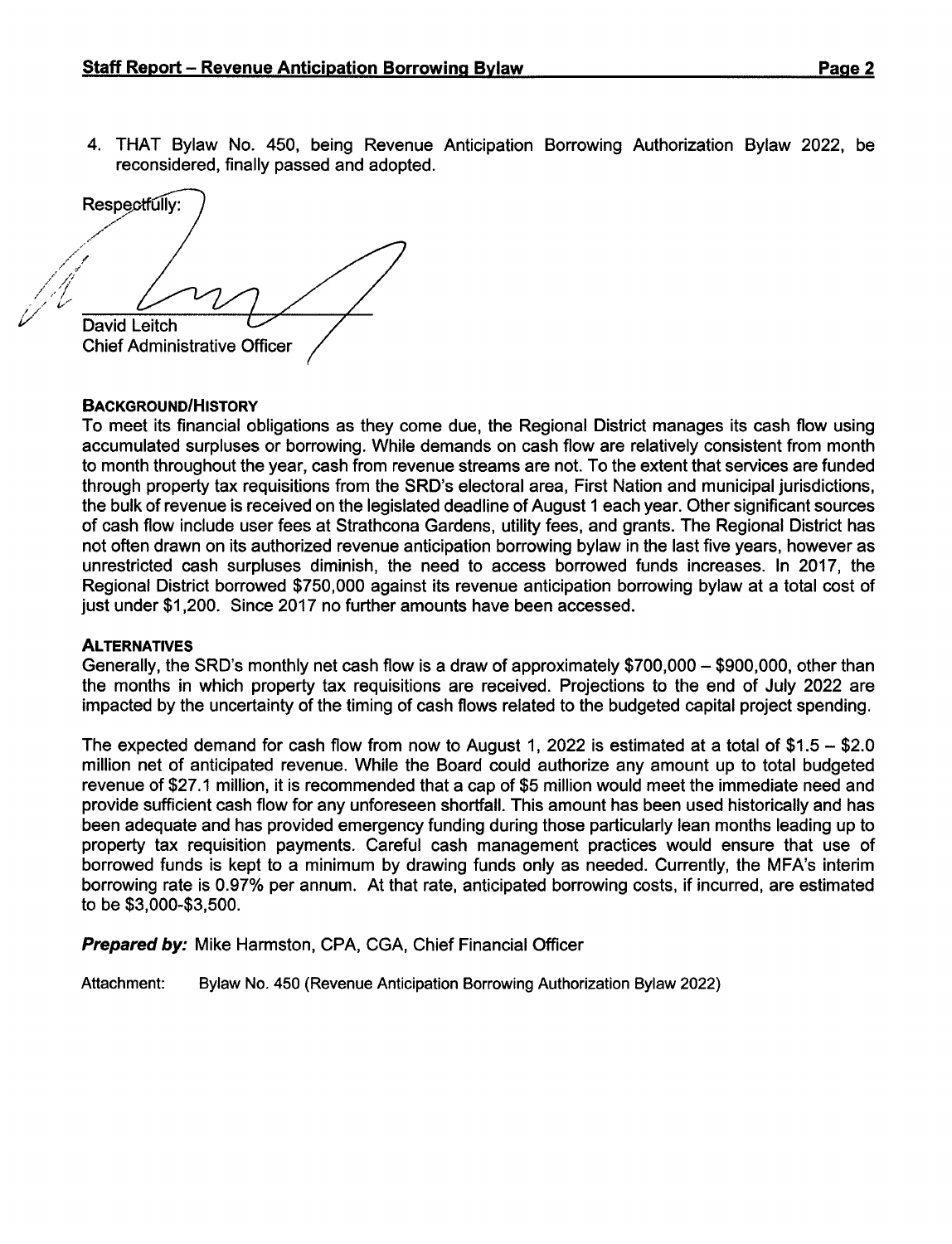4. THAT Bylaw No. 450, being Revenue Anticipation Borrowing Authorization Bylaw 2022, be reconsidered, finally passed and adopted.

Respectfully:

David Leitch
Chief Administrative Officer

**BACKGROUND/HISTORY**

To meet its financial obligations as they come due, the Regional District manages its cash flow using accumulated surpluses or borrowing. While demands on cash flow are relatively consistent from month to month throughout the year, cash from revenue streams are not. To the extent that services are funded through property tax requisitions from the SRD's electoral area, First Nation and municipal jurisdictions, the bulk of revenue is received on the legislated deadline of August 1 each year. Other significant sources of cash flow include user fees at Strathcona Gardens, utility fees, and grants. The Regional District has not often drawn on its authorized revenue anticipation borrowing bylaw in the last five years, however as unrestricted cash surpluses diminish, the need to access borrowed funds increases. In 2017, the Regional District borrowed $750,000 against its revenue anticipation borrowing bylaw at a total cost of just under $1,200. Since 2017 no further amounts have been accessed.

**ALTERNATIVES**

Generally, the SRD's monthly net cash flow is a draw of approximately $700,000 – $900,000, other than the months in which property tax requisitions are received. Projections to the end of July 2022 are impacted by the uncertainty of the timing of cash flows related to the budgeted capital project spending.

The expected demand for cash flow from now to August 1, 2022 is estimated at a total of $1.5 – $2.0 million net of anticipated revenue. While the Board could authorize any amount up to total budgeted revenue of $27.1 million, it is recommended that a cap of $5 million would meet the immediate need and provide sufficient cash flow for any unforeseen shortfall. This amount has been used historically and has been adequate and has provided emergency funding during those particularly lean months leading up to property tax requisition payments. Careful cash management practices would ensure that use of borrowed funds is kept to a minimum by drawing funds only as needed. Currently, the MFA's interim borrowing rate is 0.97% per annum. At that rate, anticipated borrowing costs, if incurred, are estimated to be $3,000-$3,500.

***Prepared by:*** Mike Harmston, CPA, CGA, Chief Financial Officer

Attachment: Bylaw No. 450 (Revenue Anticipation Borrowing Authorization Bylaw 2022)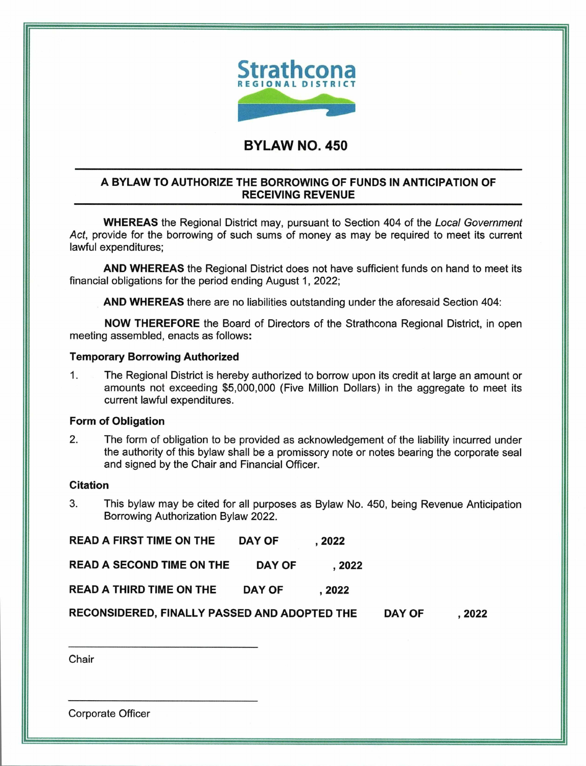Strathcona
REGIONAL DISTRICT

# BYLAW NO. 450

## A BYLAW TO AUTHORIZE THE BORROWING OF FUNDS IN ANTICIPATION OF RECEIVING REVENUE

**WHEREAS** the Regional District may, pursuant to Section 404 of the *Local Government Act*, provide for the borrowing of such sums of money as may be required to meet its current lawful expenditures;

**AND WHEREAS** the Regional District does not have sufficient funds on hand to meet its financial obligations for the period ending August 1, 2022;

**AND WHEREAS** there are no liabilities outstanding under the aforesaid Section 404:

**NOW THEREFORE** the Board of Directors of the Strathcona Regional District, in open meeting assembled, enacts as follows:

### Temporary Borrowing Authorized

1. The Regional District is hereby authorized to borrow upon its credit at large an amount or amounts not exceeding $5,000,000 (Five Million Dollars) in the aggregate to meet its current lawful expenditures.

### Form of Obligation

2. The form of obligation to be provided as acknowledgement of the liability incurred under the authority of this bylaw shall be a promissory note or notes bearing the corporate seal and signed by the Chair and Financial Officer.

### Citation

3. This bylaw may be cited for all purposes as Bylaw No. 450, being Revenue Anticipation Borrowing Authorization Bylaw 2022.

**READ A FIRST TIME ON THE DAY OF , 2022**

**READ A SECOND TIME ON THE DAY OF , 2022**

**READ A THIRD TIME ON THE DAY OF , 2022**

**RECONSIDERED, FINALLY PASSED AND ADOPTED THE DAY OF , 2022**

\_\_\_\_\_\_\_\_\_\_\_\_\_\_\_\_\_\_\_\_\_\_\_\_\_\_\_\_\_\_

Chair

\_\_\_\_\_\_\_\_\_\_\_\_\_\_\_\_\_\_\_\_\_\_\_\_\_\_\_\_\_\_

Corporate Officer